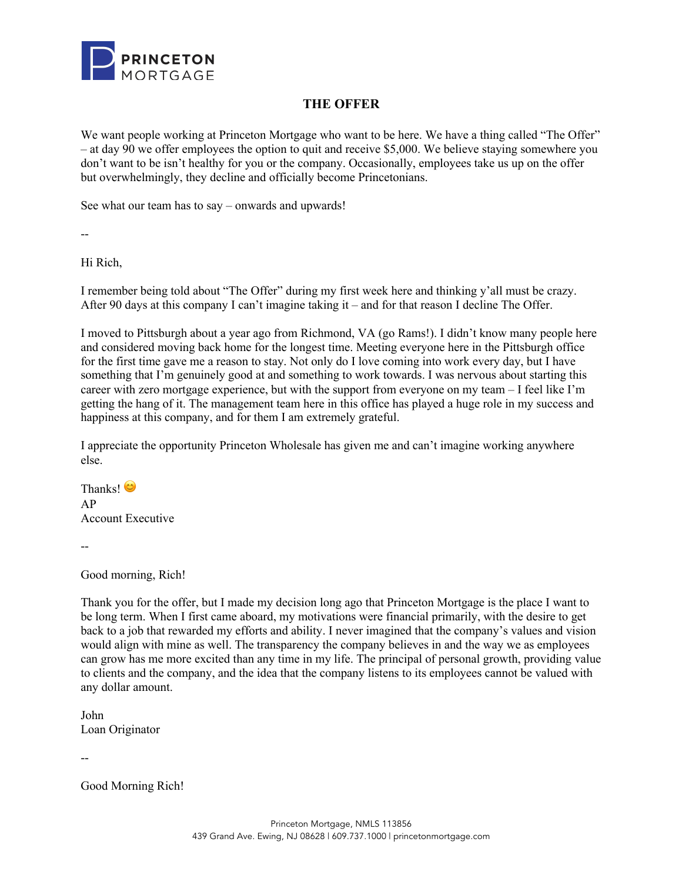# THE OFFER

We want people working at Princeton Mortgage who want to be here. We have a thing called "The Offer" – at day 90 we offer employees the option to quit and receive $5,000. We believe staying somewhere you don't want to be isn't healthy for you or the company. Occasionally, employees take us up on the offer but overwhelmingly, they decline and officially become Princetonians.

See what our team has to say – onwards and upwards!

--

Hi Rich,

I remember being told about "The Offer" during my first week here and thinking y'all must be crazy. After 90 days at this company I can't imagine taking it – and for that reason I decline The Offer.

I moved to Pittsburgh about a year ago from Richmond, VA (go Rams!). I didn't know many people here and considered moving back home for the longest time. Meeting everyone here in the Pittsburgh office for the first time gave me a reason to stay. Not only do I love coming into work every day, but I have something that I'm genuinely good at and something to work towards. I was nervous about starting this career with zero mortgage experience, but with the support from everyone on my team – I feel like I'm getting the hang of it. The management team here in this office has played a huge role in my success and happiness at this company, and for them I am extremely grateful.

I appreciate the opportunity Princeton Wholesale has given me and can't imagine working anywhere else.

Thanks! 😊
AP
Account Executive

--

Good morning, Rich!

Thank you for the offer, but I made my decision long ago that Princeton Mortgage is the place I want to be long term. When I first came aboard, my motivations were financial primarily, with the desire to get back to a job that rewarded my efforts and ability. I never imagined that the company's values and vision would align with mine as well. The transparency the company believes in and the way we as employees can grow has me more excited than any time in my life. The principal of personal growth, providing value to clients and the company, and the idea that the company listens to its employees cannot be valued with any dollar amount.

John
Loan Originator

--

Good Morning Rich!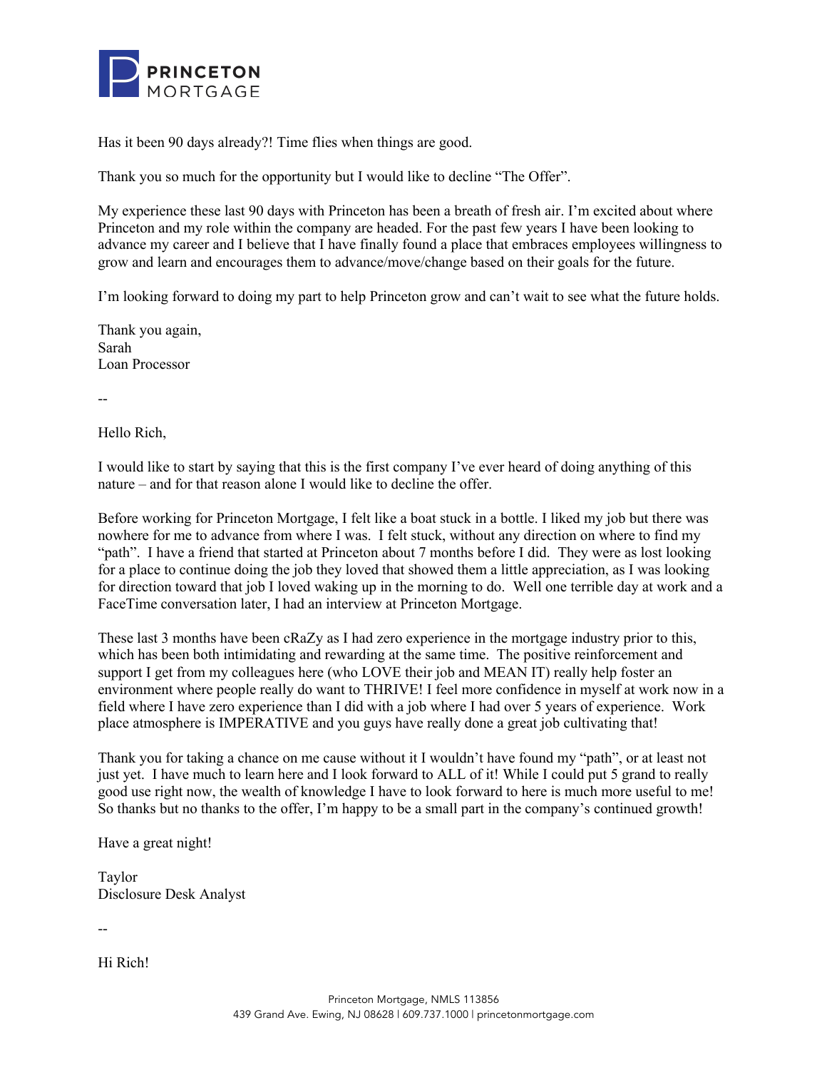Has it been 90 days already?! Time flies when things are good.

Thank you so much for the opportunity but I would like to decline "The Offer".

My experience these last 90 days with Princeton has been a breath of fresh air. I'm excited about where Princeton and my role within the company are headed. For the past few years I have been looking to advance my career and I believe that I have finally found a place that embraces employees willingness to grow and learn and encourages them to advance/move/change based on their goals for the future.

I'm looking forward to doing my part to help Princeton grow and can't wait to see what the future holds.

Thank you again,  
Sarah  
Loan Processor

--

Hello Rich,

I would like to start by saying that this is the first company I've ever heard of doing anything of this nature – and for that reason alone I would like to decline the offer.

Before working for Princeton Mortgage, I felt like a boat stuck in a bottle. I liked my job but there was nowhere for me to advance from where I was. I felt stuck, without any direction on where to find my "path". I have a friend that started at Princeton about 7 months before I did. They were as lost looking for a place to continue doing the job they loved that showed them a little appreciation, as I was looking for direction toward that job I loved waking up in the morning to do. Well one terrible day at work and a FaceTime conversation later, I had an interview at Princeton Mortgage.

These last 3 months have been cRaZy as I had zero experience in the mortgage industry prior to this, which has been both intimidating and rewarding at the same time. The positive reinforcement and support I get from my colleagues here (who LOVE their job and MEAN IT) really help foster an environment where people really do want to THRIVE! I feel more confidence in myself at work now in a field where I have zero experience than I did with a job where I had over 5 years of experience. Work place atmosphere is IMPERATIVE and you guys have really done a great job cultivating that!

Thank you for taking a chance on me cause without it I wouldn't have found my "path", or at least not just yet. I have much to learn here and I look forward to ALL of it! While I could put 5 grand to really good use right now, the wealth of knowledge I have to look forward to here is much more useful to me! So thanks but no thanks to the offer, I'm happy to be a small part in the company's continued growth!

Have a great night!

Taylor  
Disclosure Desk Analyst

--

Hi Rich!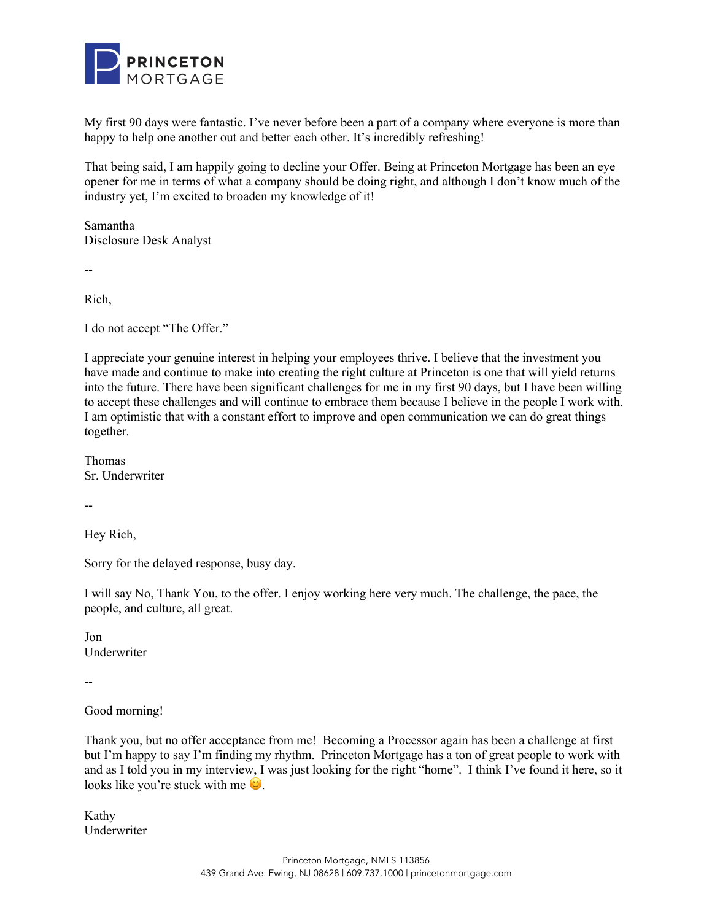My first 90 days were fantastic. I've never before been a part of a company where everyone is more than happy to help one another out and better each other. It's incredibly refreshing!

That being said, I am happily going to decline your Offer. Being at Princeton Mortgage has been an eye opener for me in terms of what a company should be doing right, and although I don't know much of the industry yet, I'm excited to broaden my knowledge of it!

Samantha
Disclosure Desk Analyst

--

Rich,

I do not accept "The Offer."

I appreciate your genuine interest in helping your employees thrive. I believe that the investment you have made and continue to make into creating the right culture at Princeton is one that will yield returns into the future. There have been significant challenges for me in my first 90 days, but I have been willing to accept these challenges and will continue to embrace them because I believe in the people I work with. I am optimistic that with a constant effort to improve and open communication we can do great things together.

Thomas
Sr. Underwriter

--

Hey Rich,

Sorry for the delayed response, busy day.

I will say No, Thank You, to the offer. I enjoy working here very much. The challenge, the pace, the people, and culture, all great.

Jon
Underwriter

--

Good morning!

Thank you, but no offer acceptance from me! Becoming a Processor again has been a challenge at first but I'm happy to say I'm finding my rhythm. Princeton Mortgage has a ton of great people to work with and as I told you in my interview, I was just looking for the right "home". I think I've found it here, so it looks like you're stuck with me 😊.

Kathy
Underwriter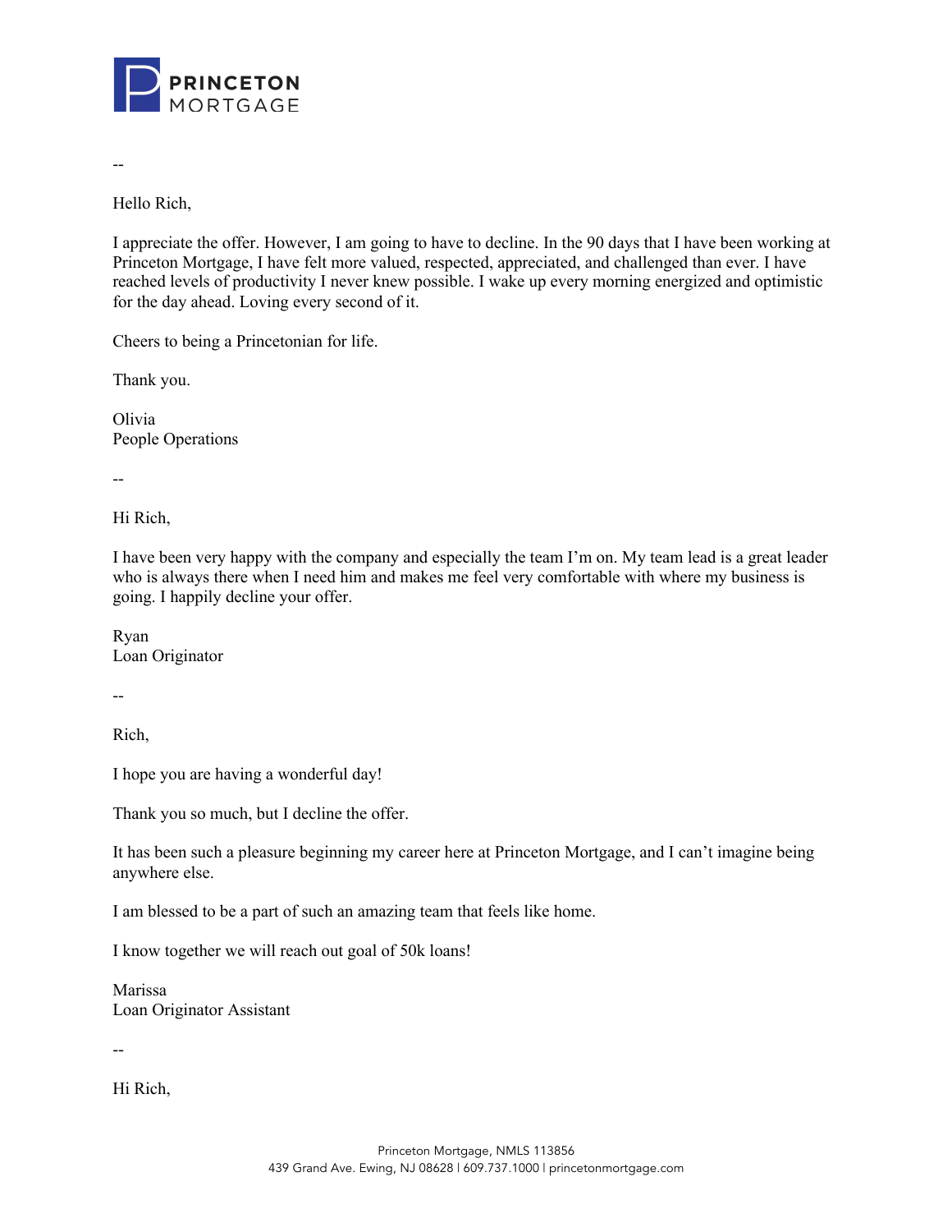--

Hello Rich,

I appreciate the offer. However, I am going to have to decline. In the 90 days that I have been working at Princeton Mortgage, I have felt more valued, respected, appreciated, and challenged than ever. I have reached levels of productivity I never knew possible. I wake up every morning energized and optimistic for the day ahead. Loving every second of it.

Cheers to being a Princetonian for life.

Thank you.

Olivia
People Operations

--

Hi Rich,

I have been very happy with the company and especially the team I'm on. My team lead is a great leader who is always there when I need him and makes me feel very comfortable with where my business is going. I happily decline your offer.

Ryan
Loan Originator

--

Rich,

I hope you are having a wonderful day!

Thank you so much, but I decline the offer.

It has been such a pleasure beginning my career here at Princeton Mortgage, and I can't imagine being anywhere else.

I am blessed to be a part of such an amazing team that feels like home.

I know together we will reach out goal of 50k loans!

Marissa
Loan Originator Assistant

--

Hi Rich,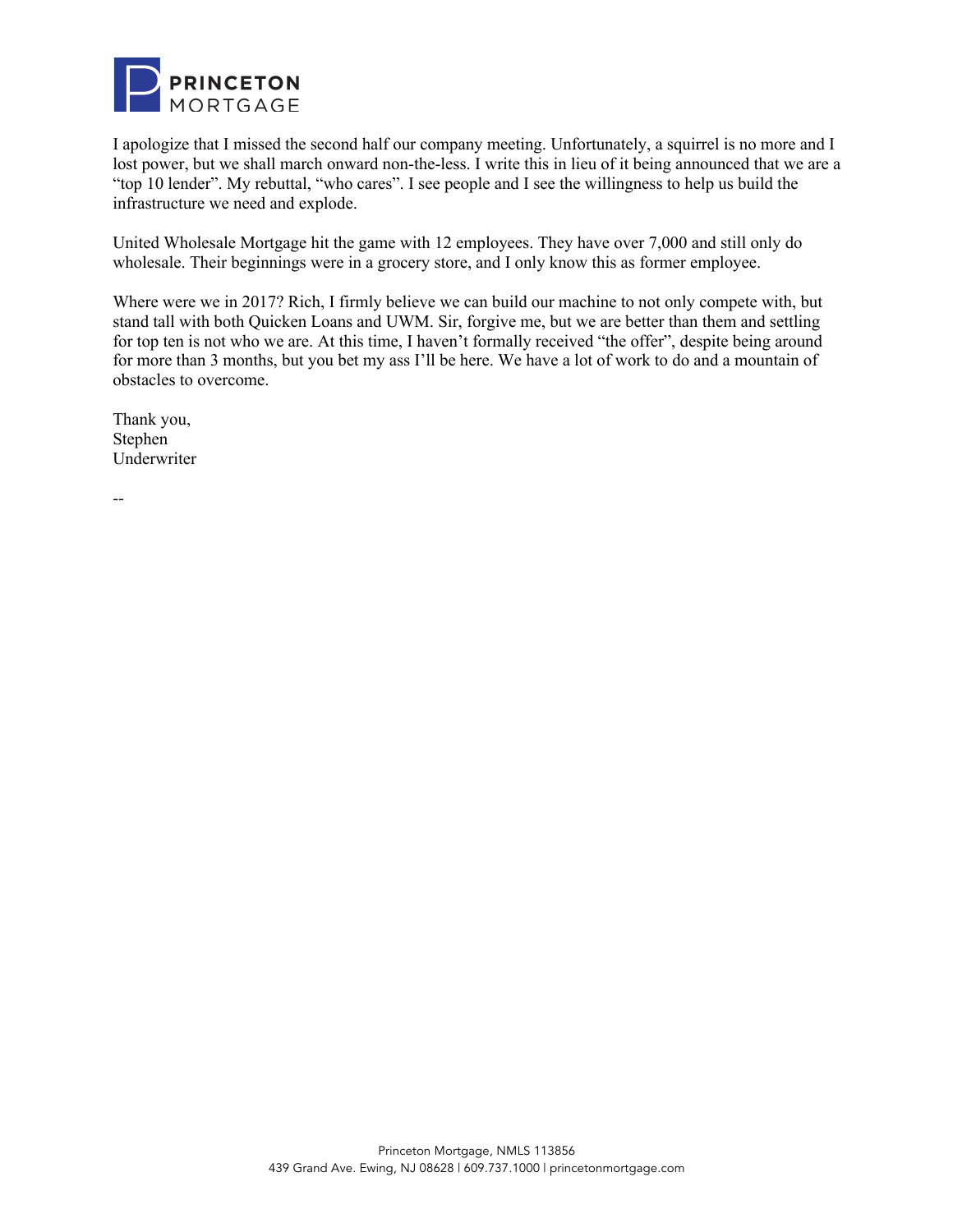PRINCETON MORTGAGE

I apologize that I missed the second half our company meeting. Unfortunately, a squirrel is no more and I lost power, but we shall march onward non-the-less. I write this in lieu of it being announced that we are a "top 10 lender". My rebuttal, "who cares". I see people and I see the willingness to help us build the infrastructure we need and explode.

United Wholesale Mortgage hit the game with 12 employees. They have over 7,000 and still only do wholesale. Their beginnings were in a grocery store, and I only know this as former employee.

Where were we in 2017? Rich, I firmly believe we can build our machine to not only compete with, but stand tall with both Quicken Loans and UWM. Sir, forgive me, but we are better than them and settling for top ten is not who we are. At this time, I haven't formally received "the offer", despite being around for more than 3 months, but you bet my ass I'll be here. We have a lot of work to do and a mountain of obstacles to overcome.

Thank you,
Stephen
Underwriter

--

Princeton Mortgage, NMLS 113856
439 Grand Ave. Ewing, NJ 08628 | 609.737.1000 | princetonmortgage.com